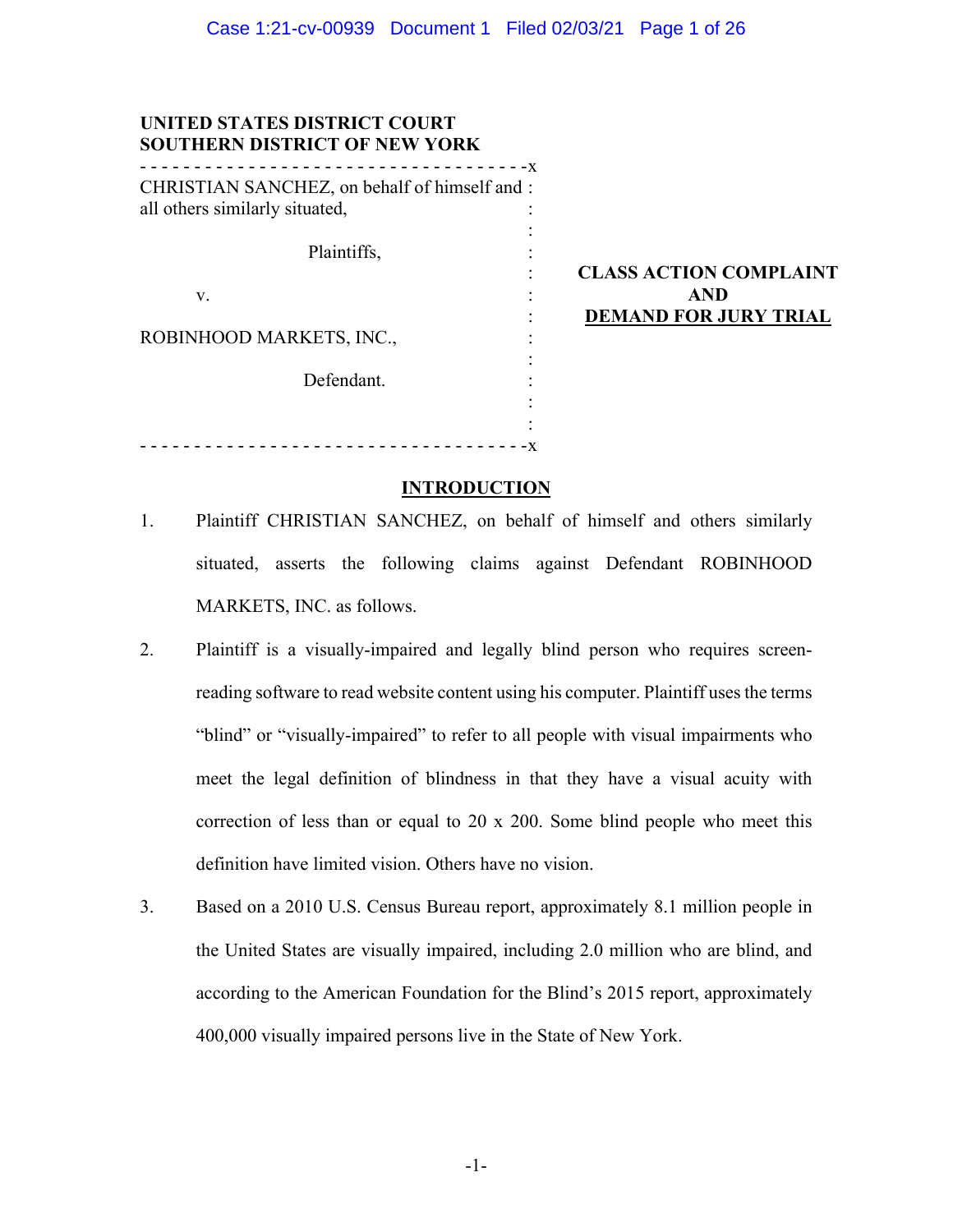**UNITED STATES DISTRICT COURT**
**SOUTHERN DISTRICT OF NEW YORK**

CHRISTIAN SANCHEZ, on behalf of himself and all others similarly situated,

Plaintiffs,

v.

ROBINHOOD MARKETS, INC.,

Defendant.

**CLASS ACTION COMPLAINT AND DEMAND FOR JURY TRIAL**

## INTRODUCTION

1. Plaintiff CHRISTIAN SANCHEZ, on behalf of himself and others similarly situated, asserts the following claims against Defendant ROBINHOOD MARKETS, INC. as follows.

2. Plaintiff is a visually-impaired and legally blind person who requires screen-reading software to read website content using his computer. Plaintiff uses the terms "blind" or "visually-impaired" to refer to all people with visual impairments who meet the legal definition of blindness in that they have a visual acuity with correction of less than or equal to 20 x 200. Some blind people who meet this definition have limited vision. Others have no vision.

3. Based on a 2010 U.S. Census Bureau report, approximately 8.1 million people in the United States are visually impaired, including 2.0 million who are blind, and according to the American Foundation for the Blind's 2015 report, approximately 400,000 visually impaired persons live in the State of New York.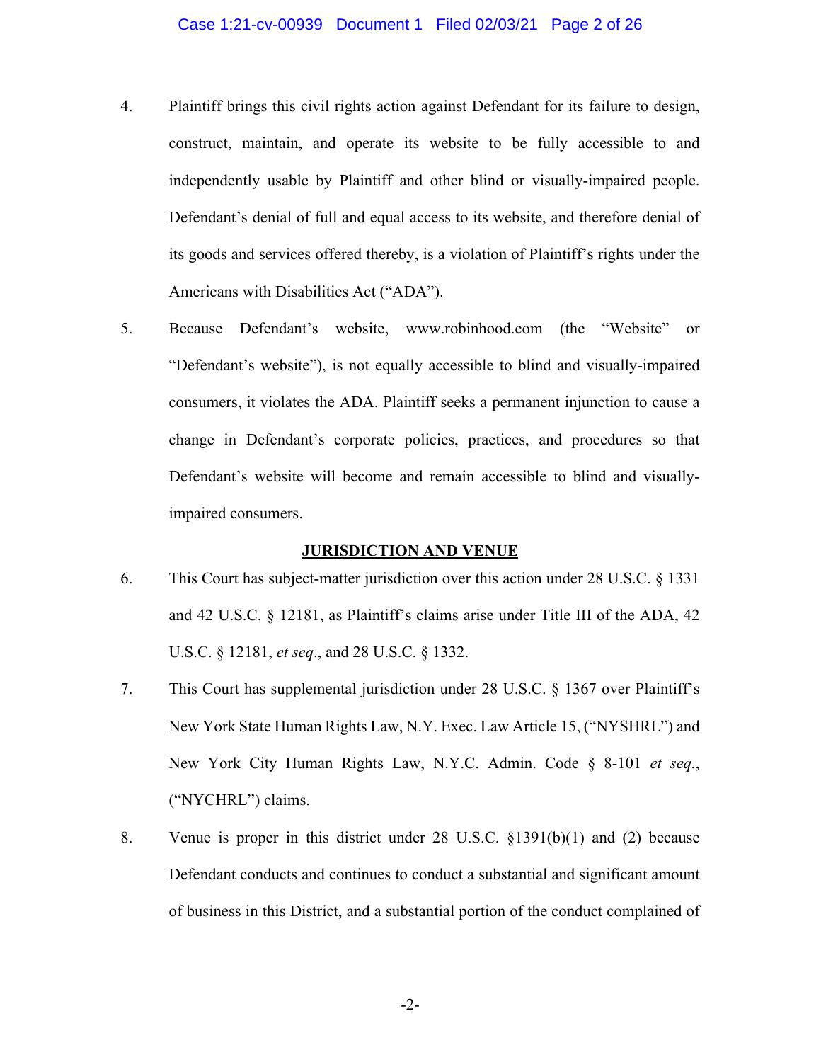4. Plaintiff brings this civil rights action against Defendant for its failure to design, construct, maintain, and operate its website to be fully accessible to and independently usable by Plaintiff and other blind or visually-impaired people. Defendant's denial of full and equal access to its website, and therefore denial of its goods and services offered thereby, is a violation of Plaintiff's rights under the Americans with Disabilities Act ("ADA").

5. Because Defendant's website, www.robinhood.com (the "Website" or "Defendant's website"), is not equally accessible to blind and visually-impaired consumers, it violates the ADA. Plaintiff seeks a permanent injunction to cause a change in Defendant's corporate policies, practices, and procedures so that Defendant's website will become and remain accessible to blind and visually-impaired consumers.

## **JURISDICTION AND VENUE**

6. This Court has subject-matter jurisdiction over this action under 28 U.S.C. § 1331 and 42 U.S.C. § 12181, as Plaintiff's claims arise under Title III of the ADA, 42 U.S.C. § 12181, *et seq*., and 28 U.S.C. § 1332.

7. This Court has supplemental jurisdiction under 28 U.S.C. § 1367 over Plaintiff's New York State Human Rights Law, N.Y. Exec. Law Article 15, ("NYSHRL") and New York City Human Rights Law, N.Y.C. Admin. Code § 8-101 *et seq.*, ("NYCHRL") claims.

8. Venue is proper in this district under 28 U.S.C. §1391(b)(1) and (2) because Defendant conducts and continues to conduct a substantial and significant amount of business in this District, and a substantial portion of the conduct complained of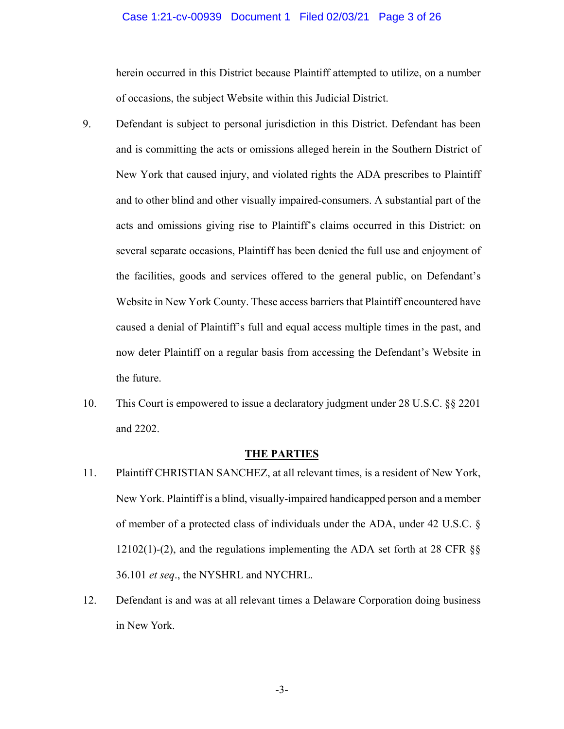herein occurred in this District because Plaintiff attempted to utilize, on a number of occasions, the subject Website within this Judicial District.

9. Defendant is subject to personal jurisdiction in this District. Defendant has been and is committing the acts or omissions alleged herein in the Southern District of New York that caused injury, and violated rights the ADA prescribes to Plaintiff and to other blind and other visually impaired-consumers. A substantial part of the acts and omissions giving rise to Plaintiff's claims occurred in this District: on several separate occasions, Plaintiff has been denied the full use and enjoyment of the facilities, goods and services offered to the general public, on Defendant's Website in New York County. These access barriers that Plaintiff encountered have caused a denial of Plaintiff's full and equal access multiple times in the past, and now deter Plaintiff on a regular basis from accessing the Defendant's Website in the future.

10. This Court is empowered to issue a declaratory judgment under 28 U.S.C. §§ 2201 and 2202.

## THE PARTIES

11. Plaintiff CHRISTIAN SANCHEZ, at all relevant times, is a resident of New York, New York. Plaintiff is a blind, visually-impaired handicapped person and a member of member of a protected class of individuals under the ADA, under 42 U.S.C. § 12102(1)-(2), and the regulations implementing the ADA set forth at 28 CFR §§ 36.101 *et seq*., the NYSHRL and NYCHRL.

12. Defendant is and was at all relevant times a Delaware Corporation doing business in New York.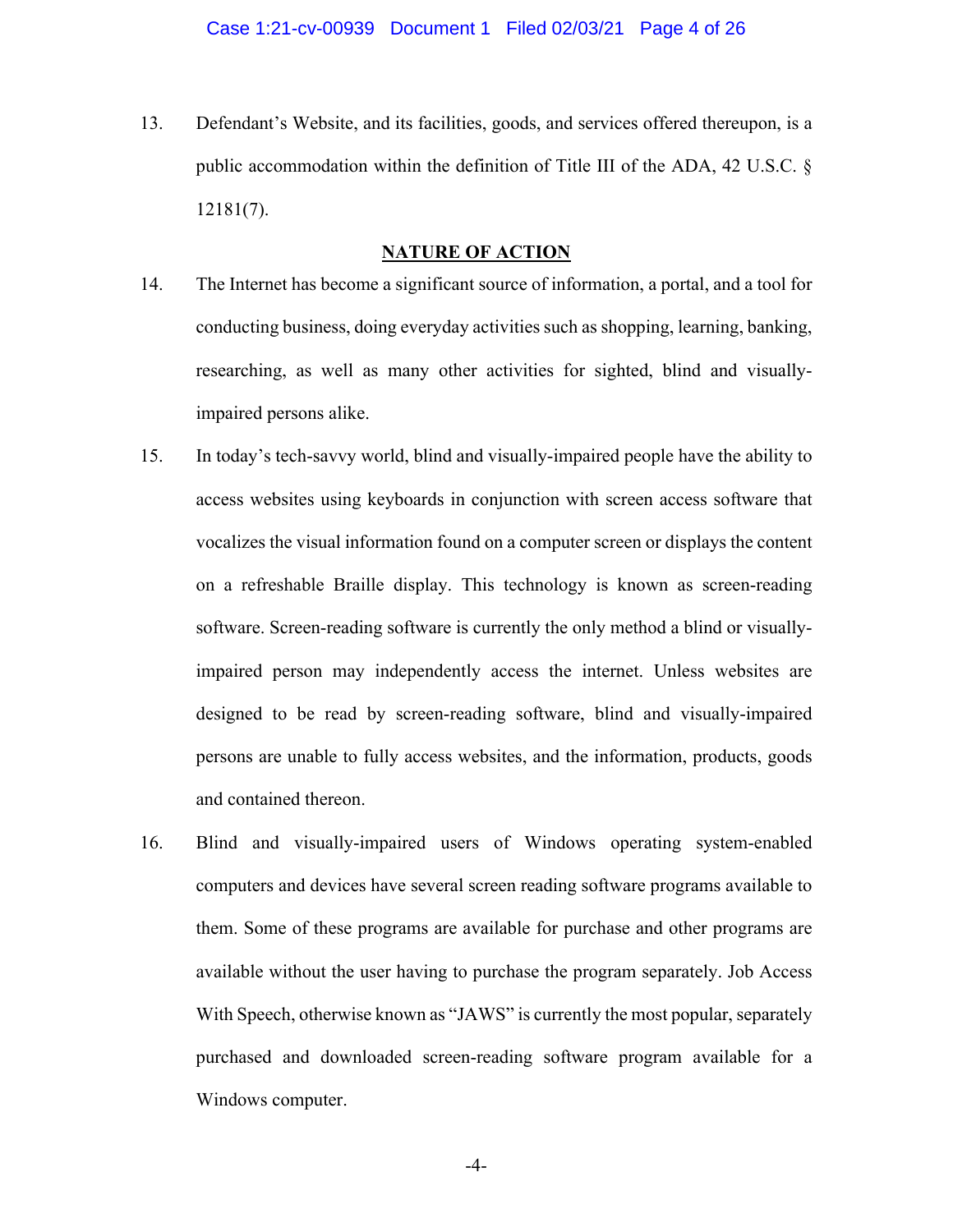13. Defendant's Website, and its facilities, goods, and services offered thereupon, is a public accommodation within the definition of Title III of the ADA, 42 U.S.C. § 12181(7).

## NATURE OF ACTION

14. The Internet has become a significant source of information, a portal, and a tool for conducting business, doing everyday activities such as shopping, learning, banking, researching, as well as many other activities for sighted, blind and visually-impaired persons alike.

15. In today's tech-savvy world, blind and visually-impaired people have the ability to access websites using keyboards in conjunction with screen access software that vocalizes the visual information found on a computer screen or displays the content on a refreshable Braille display. This technology is known as screen-reading software. Screen-reading software is currently the only method a blind or visually-impaired person may independently access the internet. Unless websites are designed to be read by screen-reading software, blind and visually-impaired persons are unable to fully access websites, and the information, products, goods and contained thereon.

16. Blind and visually-impaired users of Windows operating system-enabled computers and devices have several screen reading software programs available to them. Some of these programs are available for purchase and other programs are available without the user having to purchase the program separately. Job Access With Speech, otherwise known as "JAWS" is currently the most popular, separately purchased and downloaded screen-reading software program available for a Windows computer.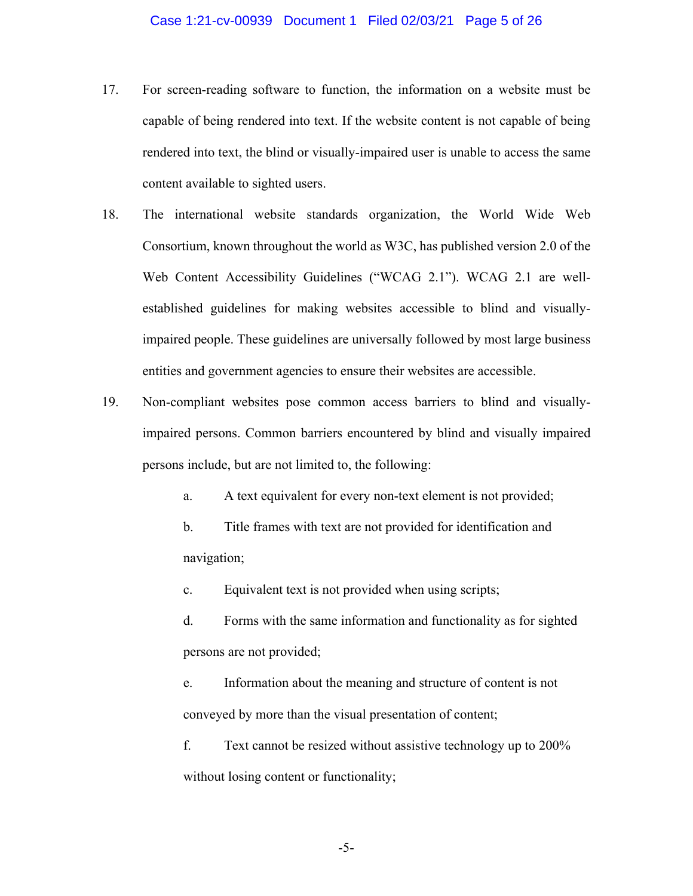17. For screen-reading software to function, the information on a website must be capable of being rendered into text. If the website content is not capable of being rendered into text, the blind or visually-impaired user is unable to access the same content available to sighted users.

18. The international website standards organization, the World Wide Web Consortium, known throughout the world as W3C, has published version 2.0 of the Web Content Accessibility Guidelines ("WCAG 2.1"). WCAG 2.1 are well-established guidelines for making websites accessible to blind and visually-impaired people. These guidelines are universally followed by most large business entities and government agencies to ensure their websites are accessible.

19. Non-compliant websites pose common access barriers to blind and visually-impaired persons. Common barriers encountered by blind and visually impaired persons include, but are not limited to, the following:

    a. A text equivalent for every non-text element is not provided;

    b. Title frames with text are not provided for identification and navigation;

    c. Equivalent text is not provided when using scripts;

    d. Forms with the same information and functionality as for sighted persons are not provided;

    e. Information about the meaning and structure of content is not conveyed by more than the visual presentation of content;

    f. Text cannot be resized without assistive technology up to 200% without losing content or functionality;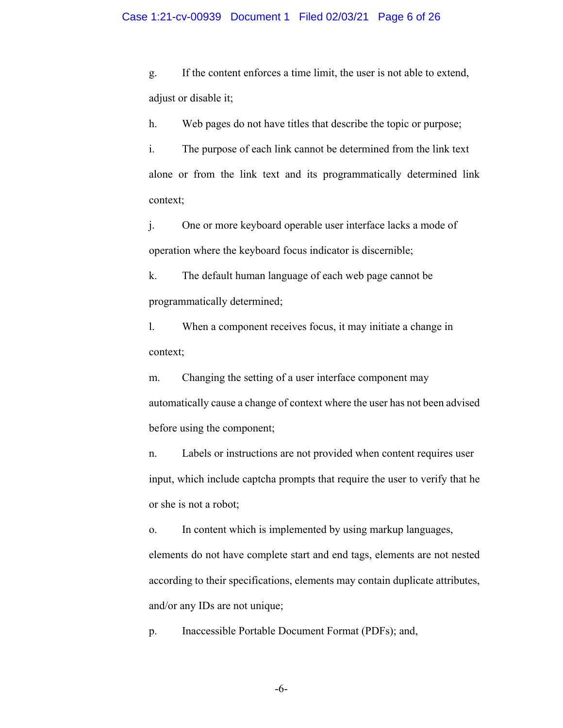g. If the content enforces a time limit, the user is not able to extend, adjust or disable it;

h. Web pages do not have titles that describe the topic or purpose;

i. The purpose of each link cannot be determined from the link text alone or from the link text and its programmatically determined link context;

j. One or more keyboard operable user interface lacks a mode of operation where the keyboard focus indicator is discernible;

k. The default human language of each web page cannot be programmatically determined;

l. When a component receives focus, it may initiate a change in context;

m. Changing the setting of a user interface component may automatically cause a change of context where the user has not been advised before using the component;

n. Labels or instructions are not provided when content requires user input, which include captcha prompts that require the user to verify that he or she is not a robot;

o. In content which is implemented by using markup languages, elements do not have complete start and end tags, elements are not nested according to their specifications, elements may contain duplicate attributes, and/or any IDs are not unique;

p. Inaccessible Portable Document Format (PDFs); and,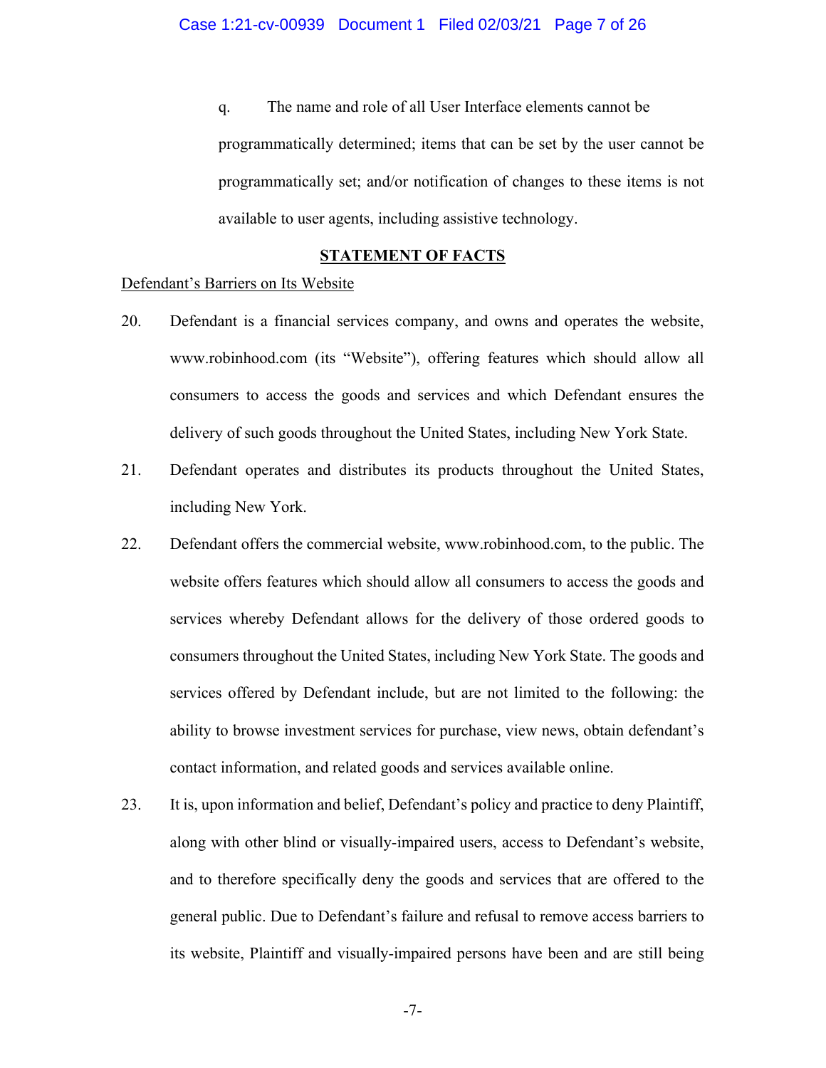q. The name and role of all User Interface elements cannot be programmatically determined; items that can be set by the user cannot be programmatically set; and/or notification of changes to these items is not available to user agents, including assistive technology.

## STATEMENT OF FACTS

Defendant's Barriers on Its Website

20. Defendant is a financial services company, and owns and operates the website, www.robinhood.com (its "Website"), offering features which should allow all consumers to access the goods and services and which Defendant ensures the delivery of such goods throughout the United States, including New York State.

21. Defendant operates and distributes its products throughout the United States, including New York.

22. Defendant offers the commercial website, www.robinhood.com, to the public. The website offers features which should allow all consumers to access the goods and services whereby Defendant allows for the delivery of those ordered goods to consumers throughout the United States, including New York State. The goods and services offered by Defendant include, but are not limited to the following: the ability to browse investment services for purchase, view news, obtain defendant's contact information, and related goods and services available online.

23. It is, upon information and belief, Defendant's policy and practice to deny Plaintiff, along with other blind or visually-impaired users, access to Defendant's website, and to therefore specifically deny the goods and services that are offered to the general public. Due to Defendant's failure and refusal to remove access barriers to its website, Plaintiff and visually-impaired persons have been and are still being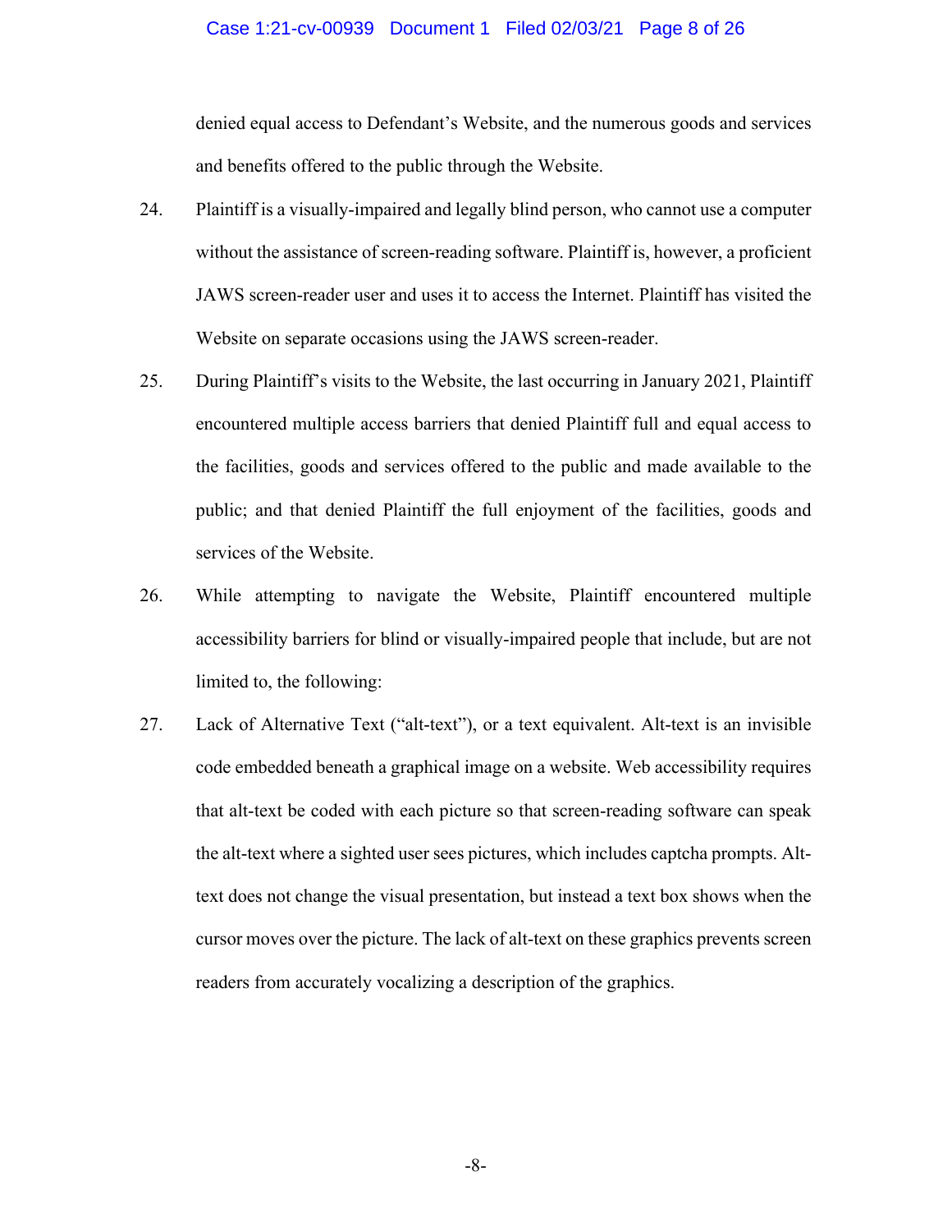denied equal access to Defendant's Website, and the numerous goods and services and benefits offered to the public through the Website.

24. Plaintiff is a visually-impaired and legally blind person, who cannot use a computer without the assistance of screen-reading software. Plaintiff is, however, a proficient JAWS screen-reader user and uses it to access the Internet. Plaintiff has visited the Website on separate occasions using the JAWS screen-reader.

25. During Plaintiff's visits to the Website, the last occurring in January 2021, Plaintiff encountered multiple access barriers that denied Plaintiff full and equal access to the facilities, goods and services offered to the public and made available to the public; and that denied Plaintiff the full enjoyment of the facilities, goods and services of the Website.

26. While attempting to navigate the Website, Plaintiff encountered multiple accessibility barriers for blind or visually-impaired people that include, but are not limited to, the following:

27. Lack of Alternative Text ("alt-text"), or a text equivalent. Alt-text is an invisible code embedded beneath a graphical image on a website. Web accessibility requires that alt-text be coded with each picture so that screen-reading software can speak the alt-text where a sighted user sees pictures, which includes captcha prompts. Alt-text does not change the visual presentation, but instead a text box shows when the cursor moves over the picture. The lack of alt-text on these graphics prevents screen readers from accurately vocalizing a description of the graphics.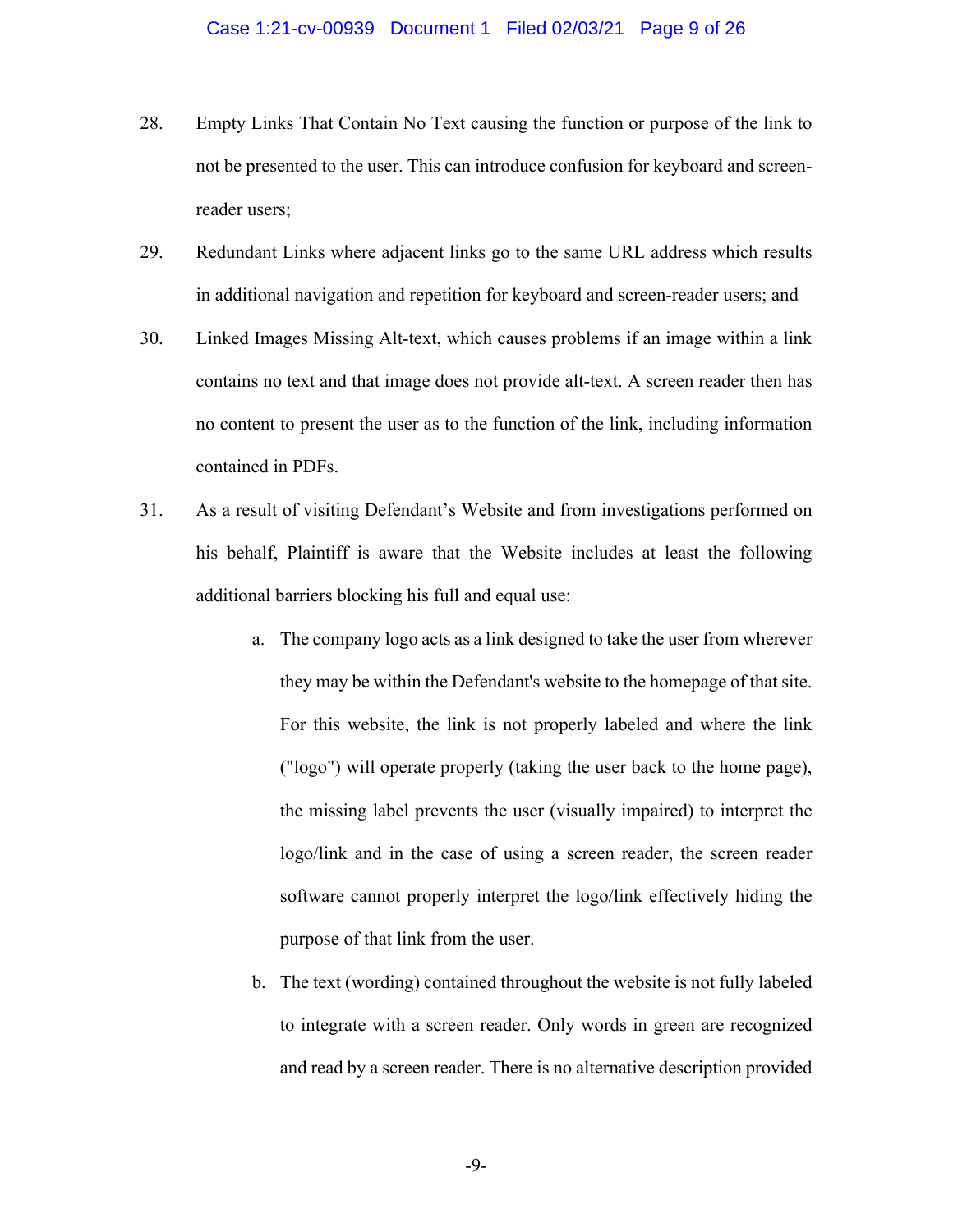28. Empty Links That Contain No Text causing the function or purpose of the link to not be presented to the user. This can introduce confusion for keyboard and screen-reader users;

29. Redundant Links where adjacent links go to the same URL address which results in additional navigation and repetition for keyboard and screen-reader users; and

30. Linked Images Missing Alt-text, which causes problems if an image within a link contains no text and that image does not provide alt-text. A screen reader then has no content to present the user as to the function of the link, including information contained in PDFs.

31. As a result of visiting Defendant's Website and from investigations performed on his behalf, Plaintiff is aware that the Website includes at least the following additional barriers blocking his full and equal use:

    a. The company logo acts as a link designed to take the user from wherever they may be within the Defendant's website to the homepage of that site. For this website, the link is not properly labeled and where the link ("logo") will operate properly (taking the user back to the home page), the missing label prevents the user (visually impaired) to interpret the logo/link and in the case of using a screen reader, the screen reader software cannot properly interpret the logo/link effectively hiding the purpose of that link from the user.

    b. The text (wording) contained throughout the website is not fully labeled to integrate with a screen reader. Only words in green are recognized and read by a screen reader. There is no alternative description provided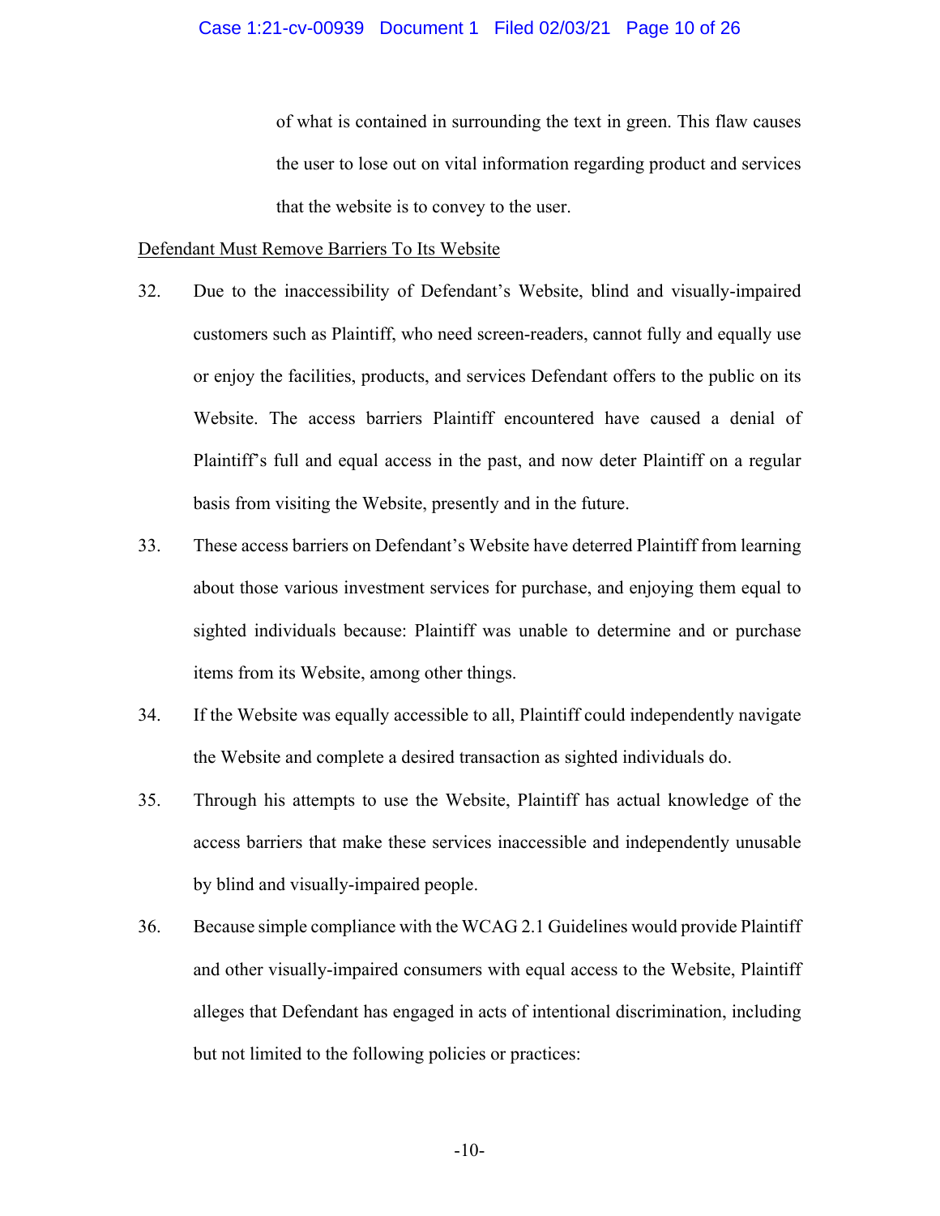of what is contained in surrounding the text in green. This flaw causes the user to lose out on vital information regarding product and services that the website is to convey to the user.

Defendant Must Remove Barriers To Its Website

32. Due to the inaccessibility of Defendant's Website, blind and visually-impaired customers such as Plaintiff, who need screen-readers, cannot fully and equally use or enjoy the facilities, products, and services Defendant offers to the public on its Website. The access barriers Plaintiff encountered have caused a denial of Plaintiff's full and equal access in the past, and now deter Plaintiff on a regular basis from visiting the Website, presently and in the future.

33. These access barriers on Defendant's Website have deterred Plaintiff from learning about those various investment services for purchase, and enjoying them equal to sighted individuals because: Plaintiff was unable to determine and or purchase items from its Website, among other things.

34. If the Website was equally accessible to all, Plaintiff could independently navigate the Website and complete a desired transaction as sighted individuals do.

35. Through his attempts to use the Website, Plaintiff has actual knowledge of the access barriers that make these services inaccessible and independently unusable by blind and visually-impaired people.

36. Because simple compliance with the WCAG 2.1 Guidelines would provide Plaintiff and other visually-impaired consumers with equal access to the Website, Plaintiff alleges that Defendant has engaged in acts of intentional discrimination, including but not limited to the following policies or practices: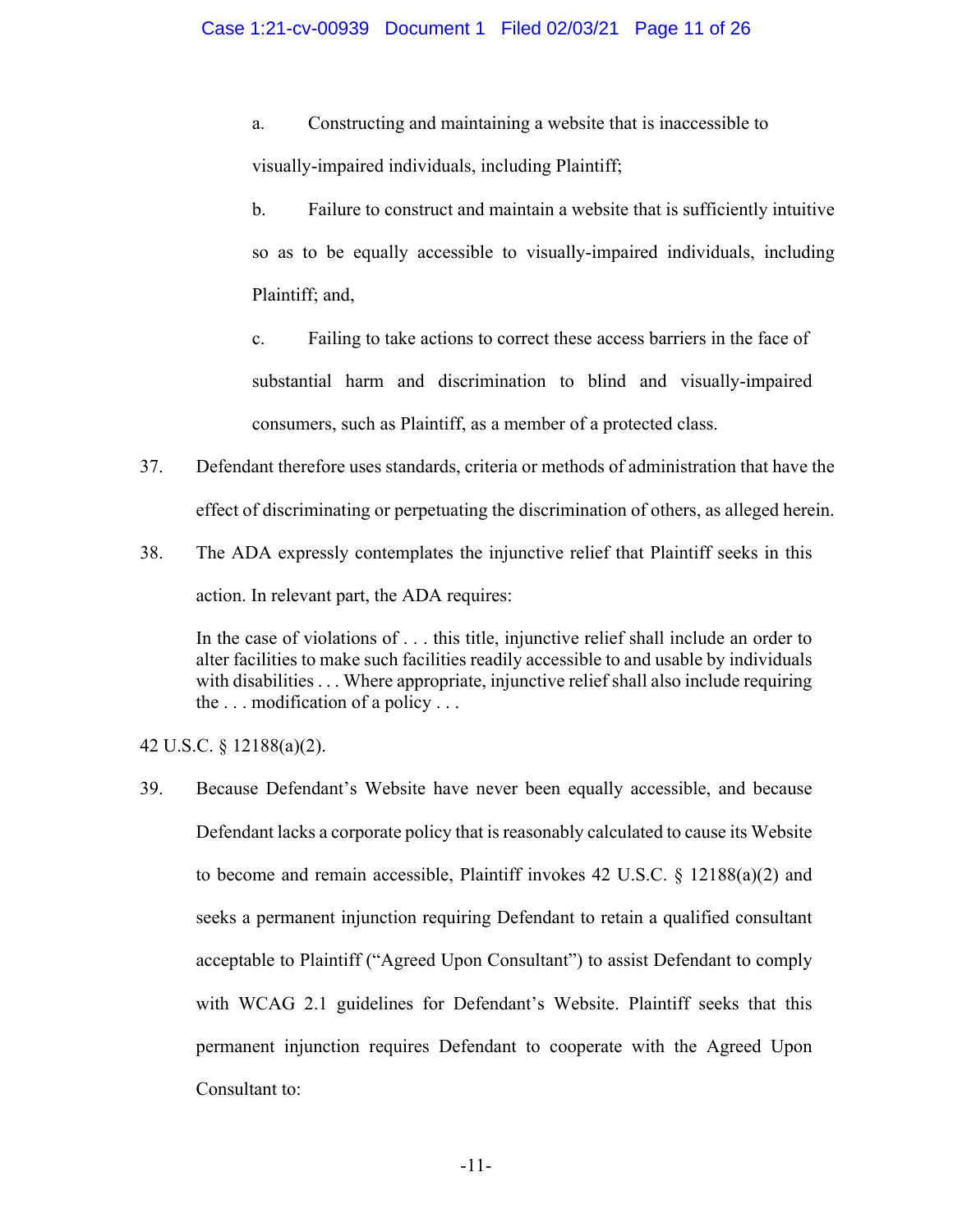a. Constructing and maintaining a website that is inaccessible to visually-impaired individuals, including Plaintiff;

b. Failure to construct and maintain a website that is sufficiently intuitive so as to be equally accessible to visually-impaired individuals, including Plaintiff; and,

c. Failing to take actions to correct these access barriers in the face of substantial harm and discrimination to blind and visually-impaired consumers, such as Plaintiff, as a member of a protected class.

37. Defendant therefore uses standards, criteria or methods of administration that have the effect of discriminating or perpetuating the discrimination of others, as alleged herein.

38. The ADA expressly contemplates the injunctive relief that Plaintiff seeks in this action. In relevant part, the ADA requires:

> In the case of violations of . . . this title, injunctive relief shall include an order to alter facilities to make such facilities readily accessible to and usable by individuals with disabilities . . . Where appropriate, injunctive relief shall also include requiring the . . . modification of a policy . . .

42 U.S.C. § 12188(a)(2).

39. Because Defendant's Website have never been equally accessible, and because Defendant lacks a corporate policy that is reasonably calculated to cause its Website to become and remain accessible, Plaintiff invokes 42 U.S.C. § 12188(a)(2) and seeks a permanent injunction requiring Defendant to retain a qualified consultant acceptable to Plaintiff ("Agreed Upon Consultant") to assist Defendant to comply with WCAG 2.1 guidelines for Defendant's Website. Plaintiff seeks that this permanent injunction requires Defendant to cooperate with the Agreed Upon Consultant to: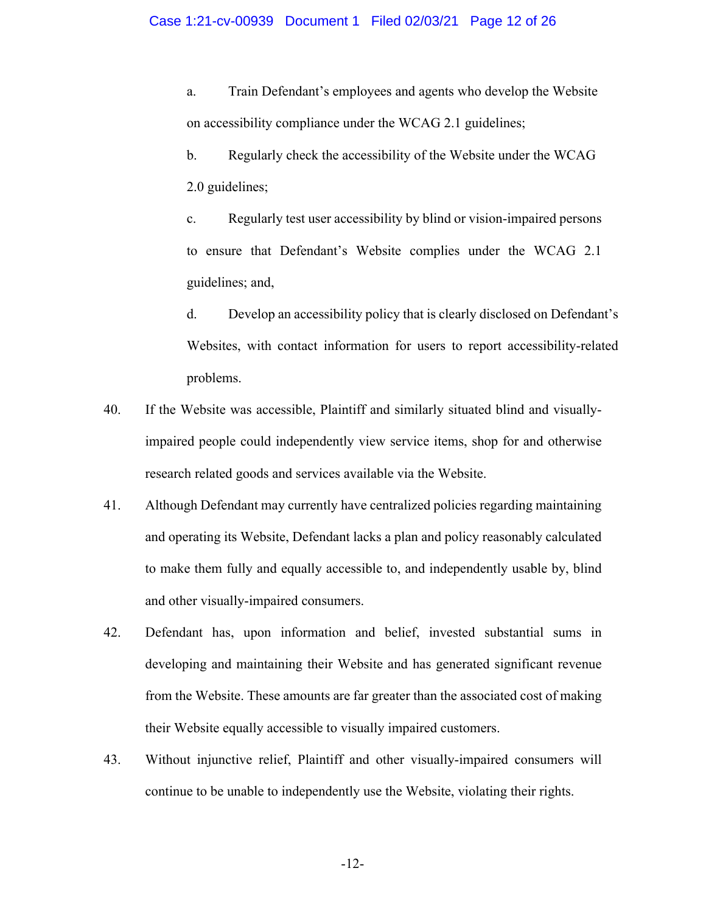a. Train Defendant's employees and agents who develop the Website on accessibility compliance under the WCAG 2.1 guidelines;

b. Regularly check the accessibility of the Website under the WCAG 2.0 guidelines;

c. Regularly test user accessibility by blind or vision-impaired persons to ensure that Defendant's Website complies under the WCAG 2.1 guidelines; and,

d. Develop an accessibility policy that is clearly disclosed on Defendant's Websites, with contact information for users to report accessibility-related problems.

40. If the Website was accessible, Plaintiff and similarly situated blind and visually-impaired people could independently view service items, shop for and otherwise research related goods and services available via the Website.

41. Although Defendant may currently have centralized policies regarding maintaining and operating its Website, Defendant lacks a plan and policy reasonably calculated to make them fully and equally accessible to, and independently usable by, blind and other visually-impaired consumers.

42. Defendant has, upon information and belief, invested substantial sums in developing and maintaining their Website and has generated significant revenue from the Website. These amounts are far greater than the associated cost of making their Website equally accessible to visually impaired customers.

43. Without injunctive relief, Plaintiff and other visually-impaired consumers will continue to be unable to independently use the Website, violating their rights.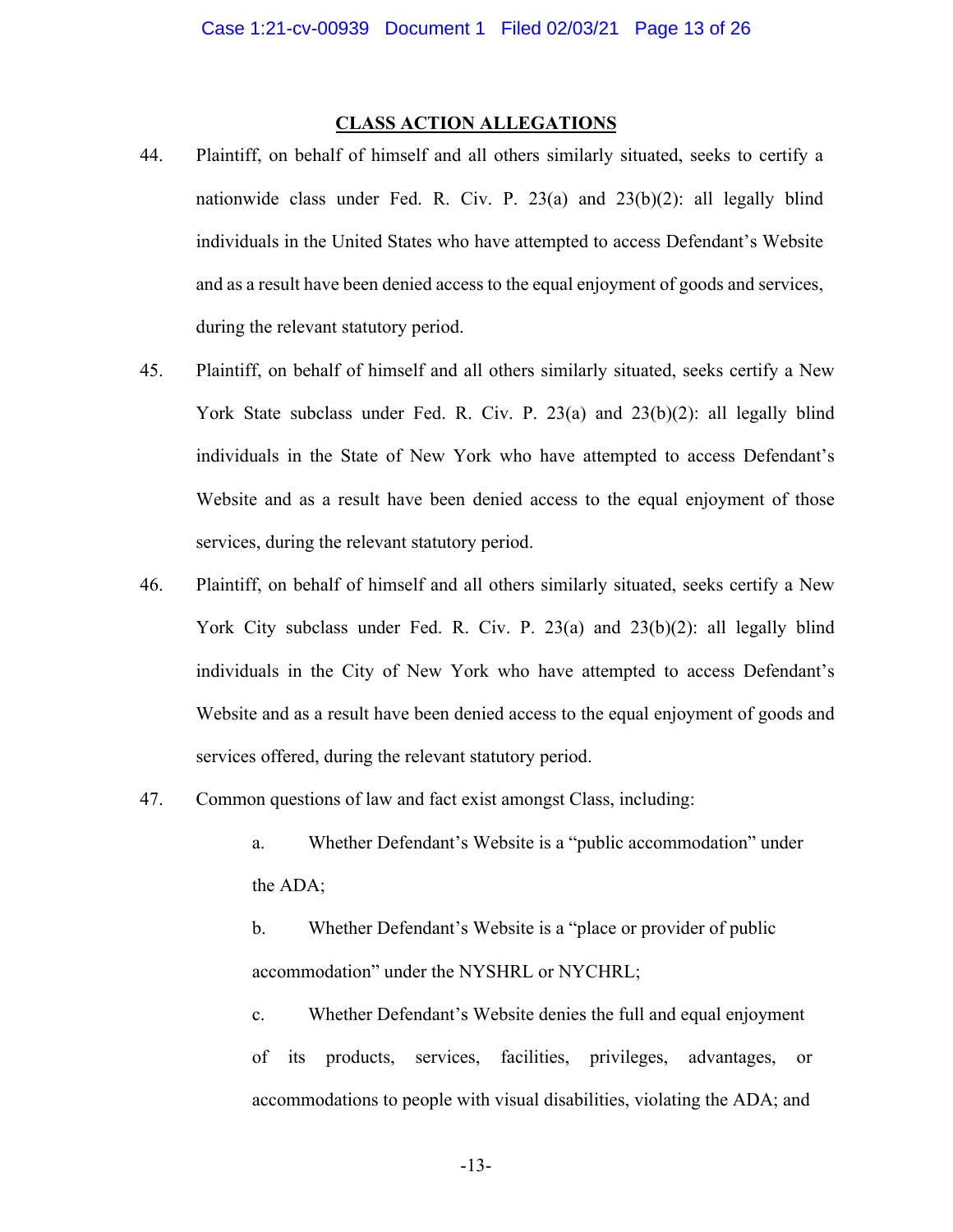## CLASS ACTION ALLEGATIONS

44. Plaintiff, on behalf of himself and all others similarly situated, seeks to certify a nationwide class under Fed. R. Civ. P. 23(a) and 23(b)(2): all legally blind individuals in the United States who have attempted to access Defendant's Website and as a result have been denied access to the equal enjoyment of goods and services, during the relevant statutory period.

45. Plaintiff, on behalf of himself and all others similarly situated, seeks certify a New York State subclass under Fed. R. Civ. P. 23(a) and 23(b)(2): all legally blind individuals in the State of New York who have attempted to access Defendant's Website and as a result have been denied access to the equal enjoyment of those services, during the relevant statutory period.

46. Plaintiff, on behalf of himself and all others similarly situated, seeks certify a New York City subclass under Fed. R. Civ. P. 23(a) and 23(b)(2): all legally blind individuals in the City of New York who have attempted to access Defendant's Website and as a result have been denied access to the equal enjoyment of goods and services offered, during the relevant statutory period.

47. Common questions of law and fact exist amongst Class, including:

   a. Whether Defendant's Website is a "public accommodation" under the ADA;

   b. Whether Defendant's Website is a "place or provider of public accommodation" under the NYSHRL or NYCHRL;

   c. Whether Defendant's Website denies the full and equal enjoyment of its products, services, facilities, privileges, advantages, or accommodations to people with visual disabilities, violating the ADA; and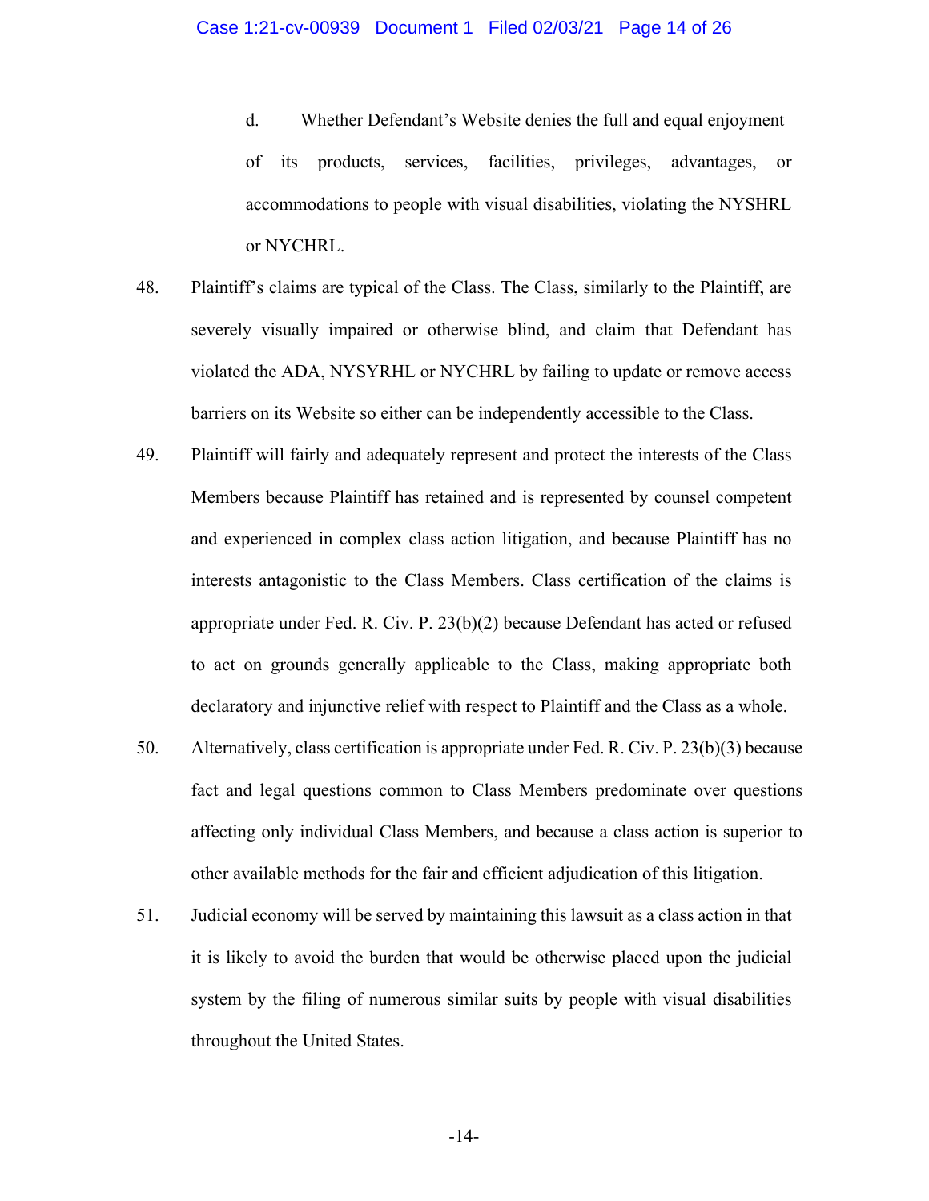d. Whether Defendant's Website denies the full and equal enjoyment of its products, services, facilities, privileges, advantages, or accommodations to people with visual disabilities, violating the NYSHRL or NYCHRL.

48. Plaintiff's claims are typical of the Class. The Class, similarly to the Plaintiff, are severely visually impaired or otherwise blind, and claim that Defendant has violated the ADA, NYSYRHL or NYCHRL by failing to update or remove access barriers on its Website so either can be independently accessible to the Class.

49. Plaintiff will fairly and adequately represent and protect the interests of the Class Members because Plaintiff has retained and is represented by counsel competent and experienced in complex class action litigation, and because Plaintiff has no interests antagonistic to the Class Members. Class certification of the claims is appropriate under Fed. R. Civ. P. 23(b)(2) because Defendant has acted or refused to act on grounds generally applicable to the Class, making appropriate both declaratory and injunctive relief with respect to Plaintiff and the Class as a whole.

50. Alternatively, class certification is appropriate under Fed. R. Civ. P. 23(b)(3) because fact and legal questions common to Class Members predominate over questions affecting only individual Class Members, and because a class action is superior to other available methods for the fair and efficient adjudication of this litigation.

51. Judicial economy will be served by maintaining this lawsuit as a class action in that it is likely to avoid the burden that would be otherwise placed upon the judicial system by the filing of numerous similar suits by people with visual disabilities throughout the United States.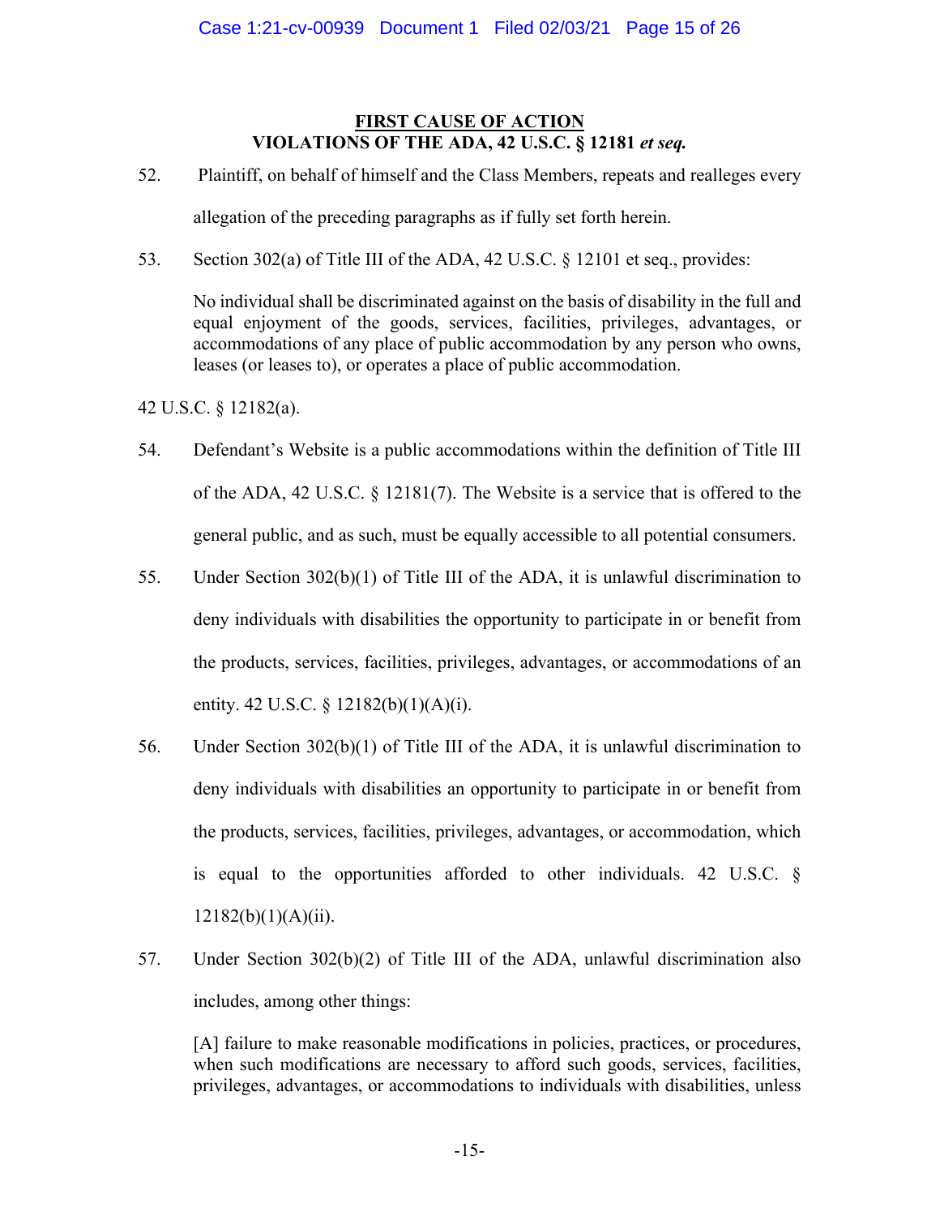## FIRST CAUSE OF ACTION
## VIOLATIONS OF THE ADA, 42 U.S.C. § 12181 *et seq.*

52. Plaintiff, on behalf of himself and the Class Members, repeats and realleges every allegation of the preceding paragraphs as if fully set forth herein.

53. Section 302(a) of Title III of the ADA, 42 U.S.C. § 12101 et seq., provides:

> No individual shall be discriminated against on the basis of disability in the full and equal enjoyment of the goods, services, facilities, privileges, advantages, or accommodations of any place of public accommodation by any person who owns, leases (or leases to), or operates a place of public accommodation.

42 U.S.C. § 12182(a).

54. Defendant's Website is a public accommodations within the definition of Title III of the ADA, 42 U.S.C. § 12181(7). The Website is a service that is offered to the general public, and as such, must be equally accessible to all potential consumers.

55. Under Section 302(b)(1) of Title III of the ADA, it is unlawful discrimination to deny individuals with disabilities the opportunity to participate in or benefit from the products, services, facilities, privileges, advantages, or accommodations of an entity. 42 U.S.C. § 12182(b)(1)(A)(i).

56. Under Section 302(b)(1) of Title III of the ADA, it is unlawful discrimination to deny individuals with disabilities an opportunity to participate in or benefit from the products, services, facilities, privileges, advantages, or accommodation, which is equal to the opportunities afforded to other individuals. 42 U.S.C. § 12182(b)(1)(A)(ii).

57. Under Section 302(b)(2) of Title III of the ADA, unlawful discrimination also includes, among other things:

> [A] failure to make reasonable modifications in policies, practices, or procedures, when such modifications are necessary to afford such goods, services, facilities, privileges, advantages, or accommodations to individuals with disabilities, unless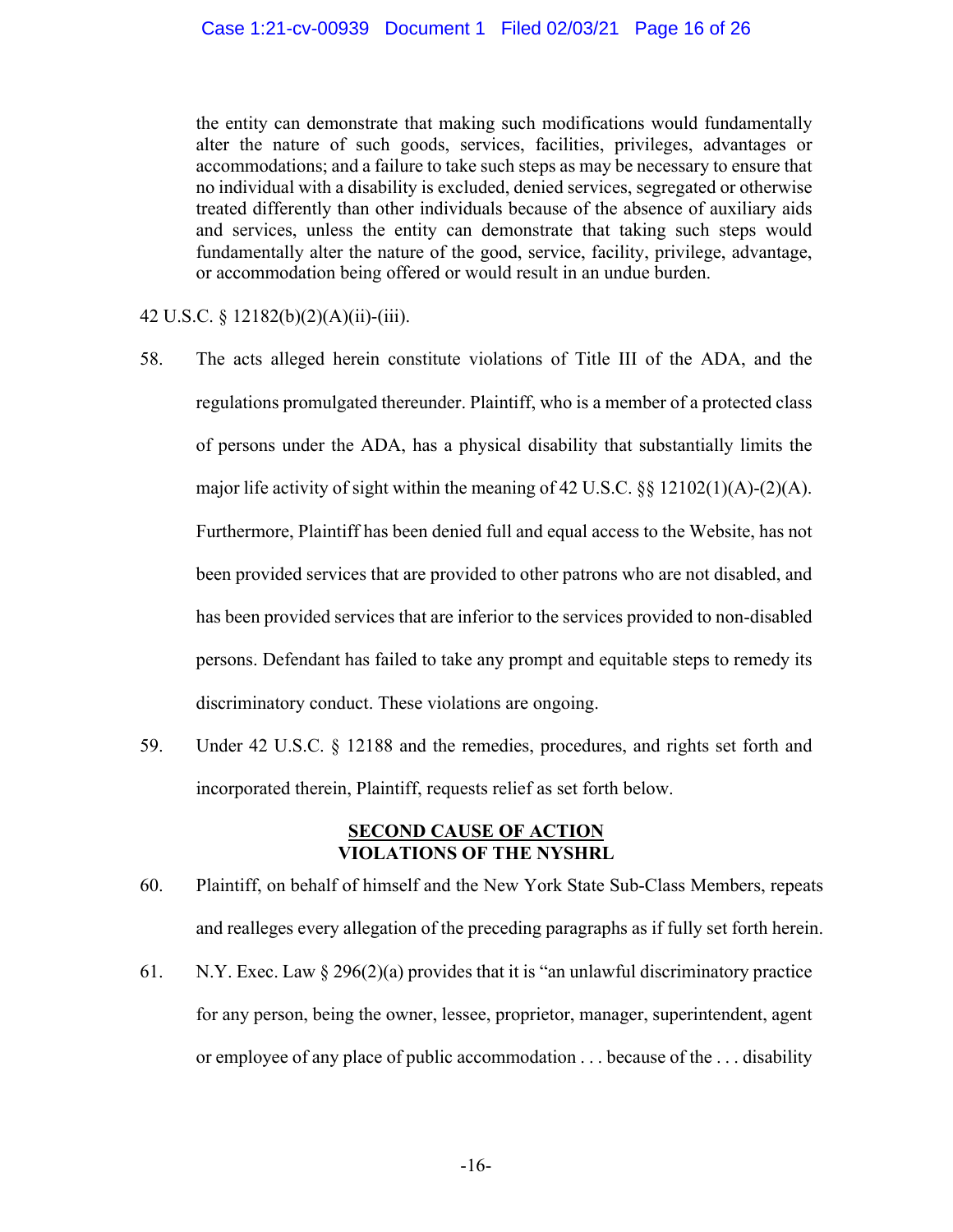> the entity can demonstrate that making such modifications would fundamentally alter the nature of such goods, services, facilities, privileges, advantages or accommodations; and a failure to take such steps as may be necessary to ensure that no individual with a disability is excluded, denied services, segregated or otherwise treated differently than other individuals because of the absence of auxiliary aids and services, unless the entity can demonstrate that taking such steps would fundamentally alter the nature of the good, service, facility, privilege, advantage, or accommodation being offered or would result in an undue burden.

42 U.S.C. § 12182(b)(2)(A)(ii)-(iii).

58. The acts alleged herein constitute violations of Title III of the ADA, and the regulations promulgated thereunder. Plaintiff, who is a member of a protected class of persons under the ADA, has a physical disability that substantially limits the major life activity of sight within the meaning of 42 U.S.C. §§ 12102(1)(A)-(2)(A). Furthermore, Plaintiff has been denied full and equal access to the Website, has not been provided services that are provided to other patrons who are not disabled, and has been provided services that are inferior to the services provided to non-disabled persons. Defendant has failed to take any prompt and equitable steps to remedy its discriminatory conduct. These violations are ongoing.

59. Under 42 U.S.C. § 12188 and the remedies, procedures, and rights set forth and incorporated therein, Plaintiff, requests relief as set forth below.

## <u>SECOND CAUSE OF ACTION</u>
## VIOLATIONS OF THE NYSHRL

60. Plaintiff, on behalf of himself and the New York State Sub-Class Members, repeats and realleges every allegation of the preceding paragraphs as if fully set forth herein.

61. N.Y. Exec. Law § 296(2)(a) provides that it is "an unlawful discriminatory practice for any person, being the owner, lessee, proprietor, manager, superintendent, agent or employee of any place of public accommodation . . . because of the . . . disability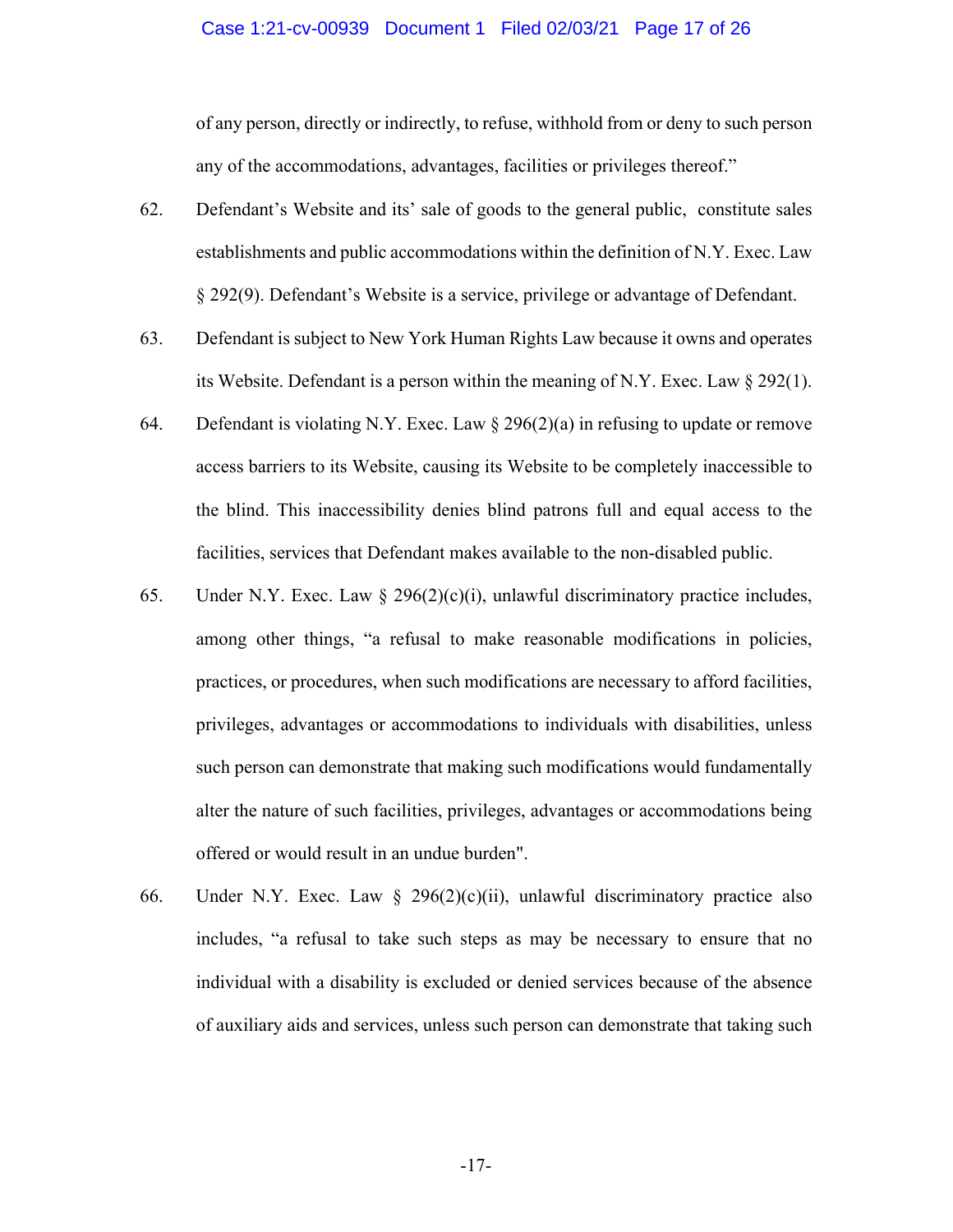of any person, directly or indirectly, to refuse, withhold from or deny to such person any of the accommodations, advantages, facilities or privileges thereof."

62. Defendant's Website and its' sale of goods to the general public, constitute sales establishments and public accommodations within the definition of N.Y. Exec. Law § 292(9). Defendant's Website is a service, privilege or advantage of Defendant.

63. Defendant is subject to New York Human Rights Law because it owns and operates its Website. Defendant is a person within the meaning of N.Y. Exec. Law § 292(1).

64. Defendant is violating N.Y. Exec. Law § 296(2)(a) in refusing to update or remove access barriers to its Website, causing its Website to be completely inaccessible to the blind. This inaccessibility denies blind patrons full and equal access to the facilities, services that Defendant makes available to the non-disabled public.

65. Under N.Y. Exec. Law § 296(2)(c)(i), unlawful discriminatory practice includes, among other things, "a refusal to make reasonable modifications in policies, practices, or procedures, when such modifications are necessary to afford facilities, privileges, advantages or accommodations to individuals with disabilities, unless such person can demonstrate that making such modifications would fundamentally alter the nature of such facilities, privileges, advantages or accommodations being offered or would result in an undue burden".

66. Under N.Y. Exec. Law § 296(2)(c)(ii), unlawful discriminatory practice also includes, "a refusal to take such steps as may be necessary to ensure that no individual with a disability is excluded or denied services because of the absence of auxiliary aids and services, unless such person can demonstrate that taking such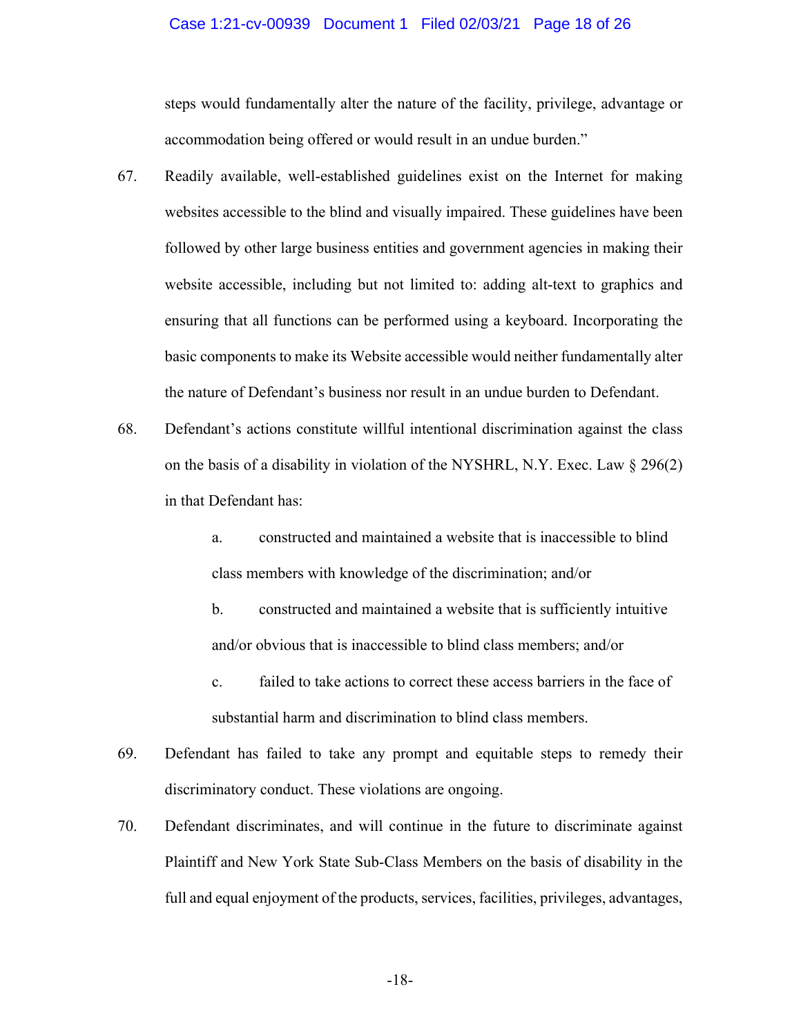steps would fundamentally alter the nature of the facility, privilege, advantage or accommodation being offered or would result in an undue burden."

67. Readily available, well-established guidelines exist on the Internet for making websites accessible to the blind and visually impaired. These guidelines have been followed by other large business entities and government agencies in making their website accessible, including but not limited to: adding alt-text to graphics and ensuring that all functions can be performed using a keyboard. Incorporating the basic components to make its Website accessible would neither fundamentally alter the nature of Defendant's business nor result in an undue burden to Defendant.

68. Defendant's actions constitute willful intentional discrimination against the class on the basis of a disability in violation of the NYSHRL, N.Y. Exec. Law § 296(2) in that Defendant has:

    a. constructed and maintained a website that is inaccessible to blind class members with knowledge of the discrimination; and/or

    b. constructed and maintained a website that is sufficiently intuitive and/or obvious that is inaccessible to blind class members; and/or

    c. failed to take actions to correct these access barriers in the face of substantial harm and discrimination to blind class members.

69. Defendant has failed to take any prompt and equitable steps to remedy their discriminatory conduct. These violations are ongoing.

70. Defendant discriminates, and will continue in the future to discriminate against Plaintiff and New York State Sub-Class Members on the basis of disability in the full and equal enjoyment of the products, services, facilities, privileges, advantages,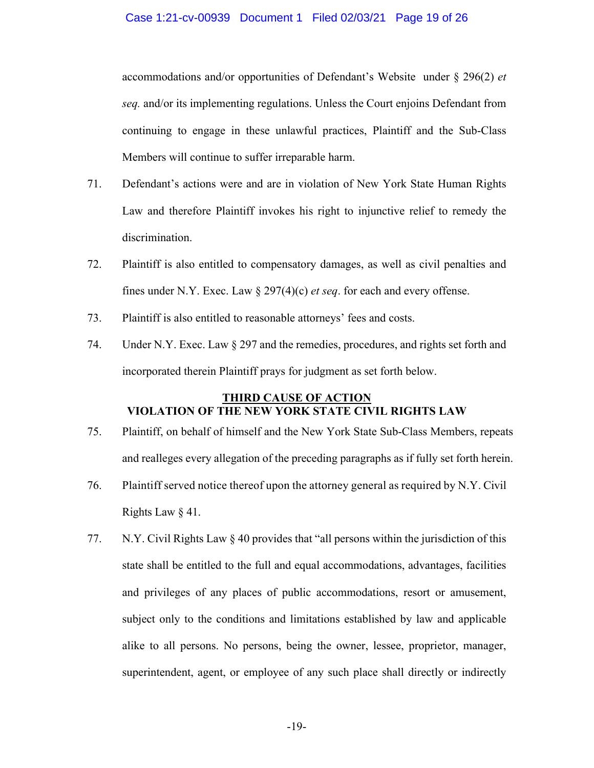accommodations and/or opportunities of Defendant's Website under § 296(2) *et seq.* and/or its implementing regulations. Unless the Court enjoins Defendant from continuing to engage in these unlawful practices, Plaintiff and the Sub-Class Members will continue to suffer irreparable harm.

71. Defendant's actions were and are in violation of New York State Human Rights Law and therefore Plaintiff invokes his right to injunctive relief to remedy the discrimination.

72. Plaintiff is also entitled to compensatory damages, as well as civil penalties and fines under N.Y. Exec. Law § 297(4)(c) *et seq*. for each and every offense.

73. Plaintiff is also entitled to reasonable attorneys' fees and costs.

74. Under N.Y. Exec. Law § 297 and the remedies, procedures, and rights set forth and incorporated therein Plaintiff prays for judgment as set forth below.

**<u>THIRD CAUSE OF ACTION</u>**
**VIOLATION OF THE NEW YORK STATE CIVIL RIGHTS LAW**

75. Plaintiff, on behalf of himself and the New York State Sub-Class Members, repeats and realleges every allegation of the preceding paragraphs as if fully set forth herein.

76. Plaintiff served notice thereof upon the attorney general as required by N.Y. Civil Rights Law § 41.

77. N.Y. Civil Rights Law § 40 provides that "all persons within the jurisdiction of this state shall be entitled to the full and equal accommodations, advantages, facilities and privileges of any places of public accommodations, resort or amusement, subject only to the conditions and limitations established by law and applicable alike to all persons. No persons, being the owner, lessee, proprietor, manager, superintendent, agent, or employee of any such place shall directly or indirectly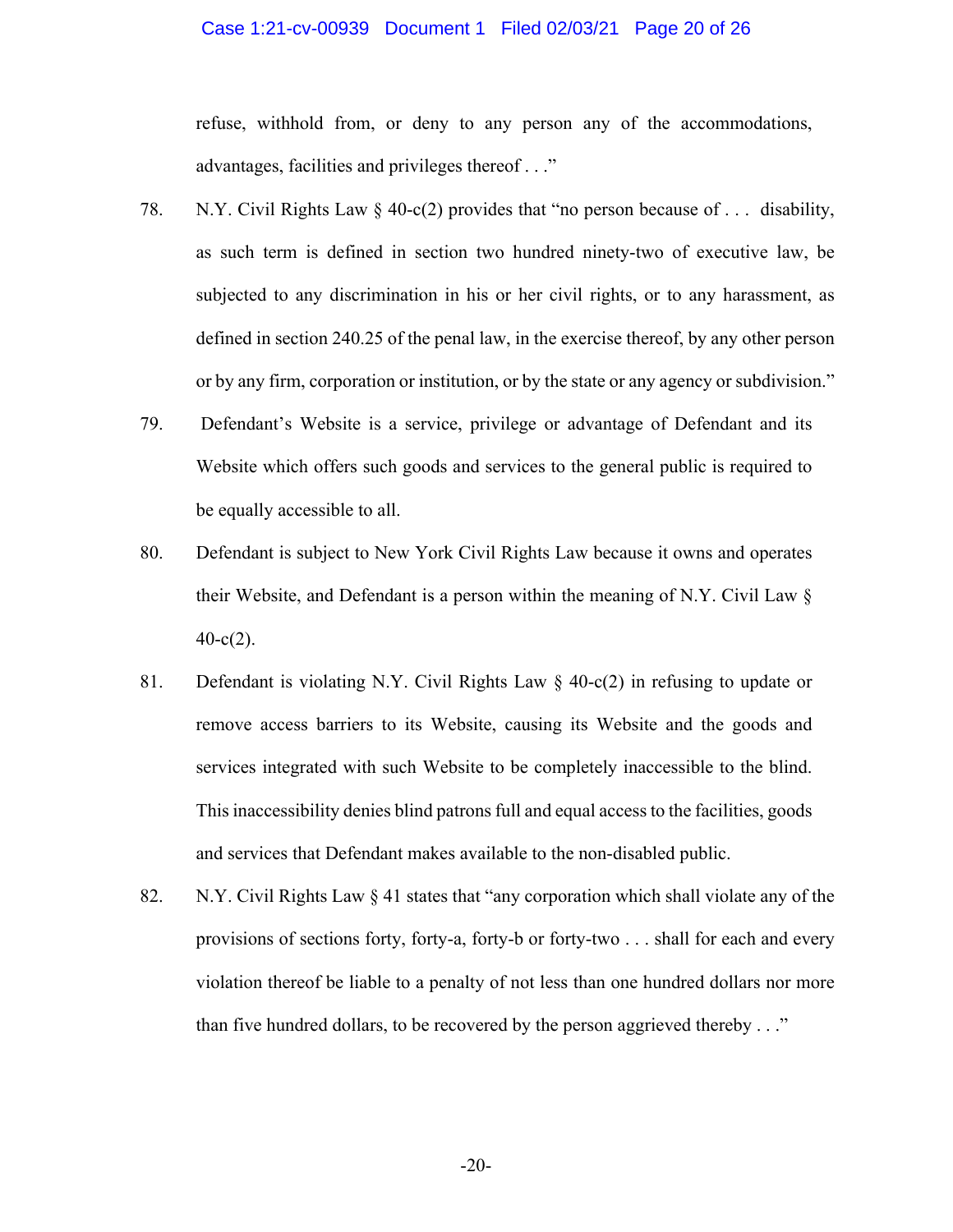refuse, withhold from, or deny to any person any of the accommodations, advantages, facilities and privileges thereof . . ."

78. N.Y. Civil Rights Law § 40-c(2) provides that "no person because of . . . disability, as such term is defined in section two hundred ninety-two of executive law, be subjected to any discrimination in his or her civil rights, or to any harassment, as defined in section 240.25 of the penal law, in the exercise thereof, by any other person or by any firm, corporation or institution, or by the state or any agency or subdivision."

79. Defendant's Website is a service, privilege or advantage of Defendant and its Website which offers such goods and services to the general public is required to be equally accessible to all.

80. Defendant is subject to New York Civil Rights Law because it owns and operates their Website, and Defendant is a person within the meaning of N.Y. Civil Law § 40-c(2).

81. Defendant is violating N.Y. Civil Rights Law § 40-c(2) in refusing to update or remove access barriers to its Website, causing its Website and the goods and services integrated with such Website to be completely inaccessible to the blind. This inaccessibility denies blind patrons full and equal access to the facilities, goods and services that Defendant makes available to the non-disabled public.

82. N.Y. Civil Rights Law § 41 states that "any corporation which shall violate any of the provisions of sections forty, forty-a, forty-b or forty-two . . . shall for each and every violation thereof be liable to a penalty of not less than one hundred dollars nor more than five hundred dollars, to be recovered by the person aggrieved thereby . . ."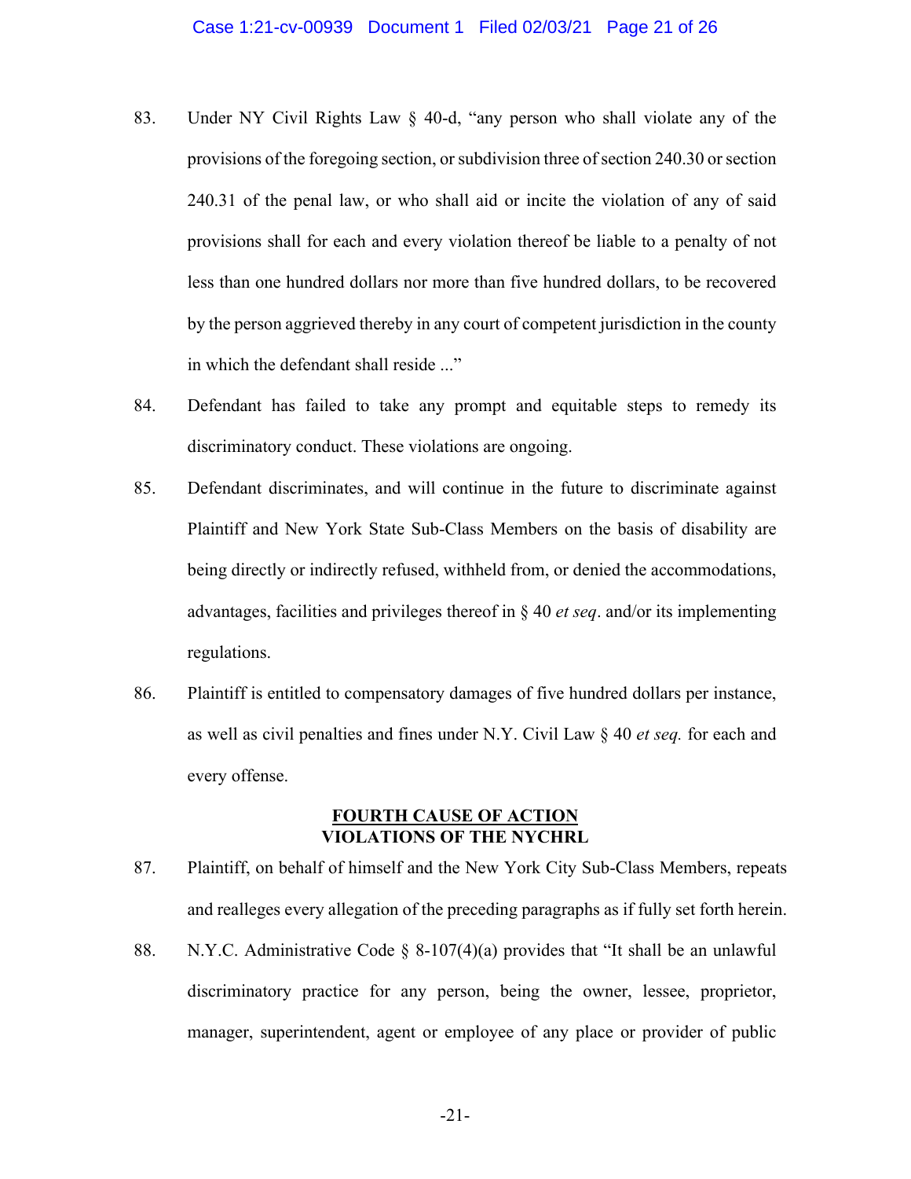83. Under NY Civil Rights Law § 40-d, "any person who shall violate any of the provisions of the foregoing section, or subdivision three of section 240.30 or section 240.31 of the penal law, or who shall aid or incite the violation of any of said provisions shall for each and every violation thereof be liable to a penalty of not less than one hundred dollars nor more than five hundred dollars, to be recovered by the person aggrieved thereby in any court of competent jurisdiction in the county in which the defendant shall reside ..."

84. Defendant has failed to take any prompt and equitable steps to remedy its discriminatory conduct. These violations are ongoing.

85. Defendant discriminates, and will continue in the future to discriminate against Plaintiff and New York State Sub-Class Members on the basis of disability are being directly or indirectly refused, withheld from, or denied the accommodations, advantages, facilities and privileges thereof in § 40 *et seq*. and/or its implementing regulations.

86. Plaintiff is entitled to compensatory damages of five hundred dollars per instance, as well as civil penalties and fines under N.Y. Civil Law § 40 *et seq.* for each and every offense.

## FOURTH CAUSE OF ACTION
## VIOLATIONS OF THE NYCHRL

87. Plaintiff, on behalf of himself and the New York City Sub-Class Members, repeats and realleges every allegation of the preceding paragraphs as if fully set forth herein.

88. N.Y.C. Administrative Code § 8-107(4)(a) provides that "It shall be an unlawful discriminatory practice for any person, being the owner, lessee, proprietor, manager, superintendent, agent or employee of any place or provider of public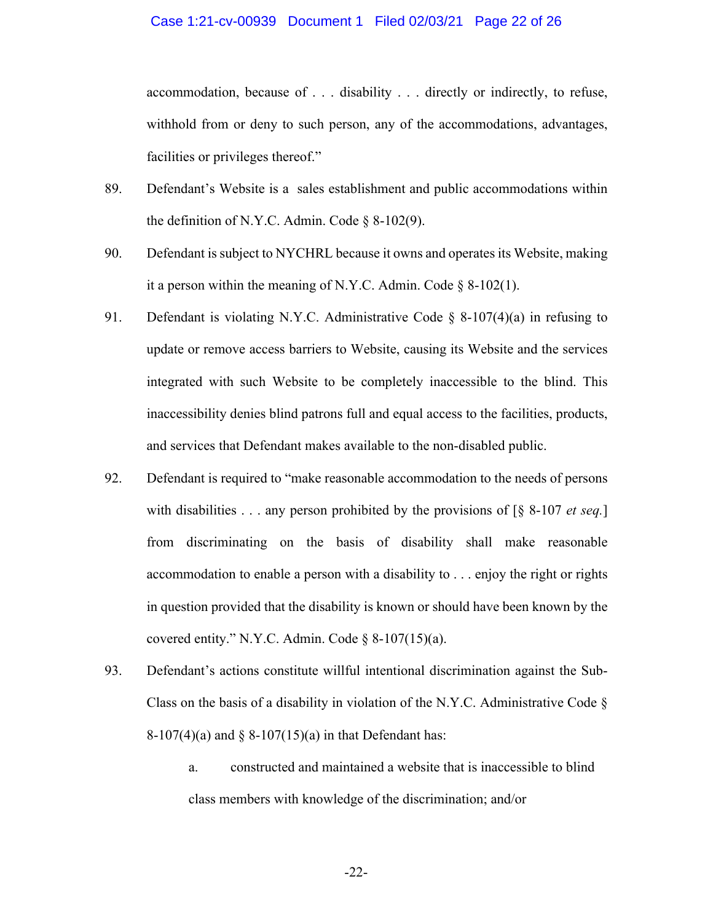accommodation, because of . . . disability . . . directly or indirectly, to refuse, withhold from or deny to such person, any of the accommodations, advantages, facilities or privileges thereof."

89. Defendant's Website is a sales establishment and public accommodations within the definition of N.Y.C. Admin. Code § 8-102(9).

90. Defendant is subject to NYCHRL because it owns and operates its Website, making it a person within the meaning of N.Y.C. Admin. Code § 8-102(1).

91. Defendant is violating N.Y.C. Administrative Code § 8-107(4)(a) in refusing to update or remove access barriers to Website, causing its Website and the services integrated with such Website to be completely inaccessible to the blind. This inaccessibility denies blind patrons full and equal access to the facilities, products, and services that Defendant makes available to the non-disabled public.

92. Defendant is required to "make reasonable accommodation to the needs of persons with disabilities . . . any person prohibited by the provisions of [§ 8-107 *et seq.*] from discriminating on the basis of disability shall make reasonable accommodation to enable a person with a disability to . . . enjoy the right or rights in question provided that the disability is known or should have been known by the covered entity." N.Y.C. Admin. Code § 8-107(15)(a).

93. Defendant's actions constitute willful intentional discrimination against the Sub-Class on the basis of a disability in violation of the N.Y.C. Administrative Code § 8-107(4)(a) and § 8-107(15)(a) in that Defendant has:

   a. constructed and maintained a website that is inaccessible to blind class members with knowledge of the discrimination; and/or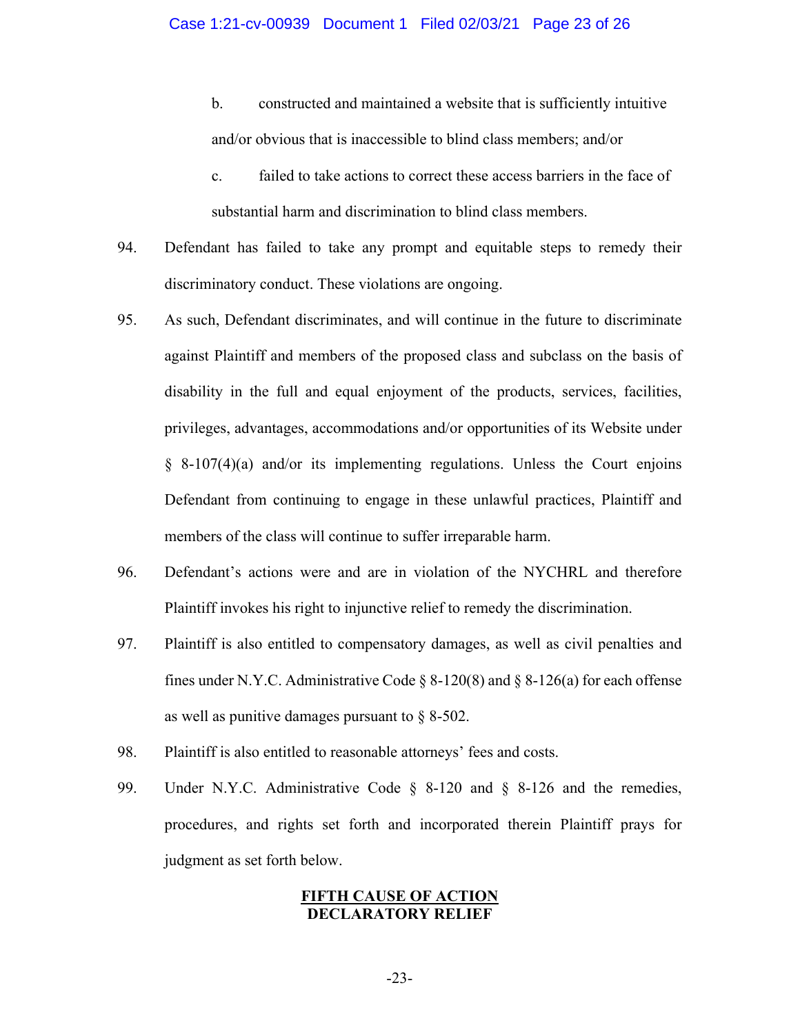b. constructed and maintained a website that is sufficiently intuitive and/or obvious that is inaccessible to blind class members; and/or

c. failed to take actions to correct these access barriers in the face of substantial harm and discrimination to blind class members.

94. Defendant has failed to take any prompt and equitable steps to remedy their discriminatory conduct. These violations are ongoing.

95. As such, Defendant discriminates, and will continue in the future to discriminate against Plaintiff and members of the proposed class and subclass on the basis of disability in the full and equal enjoyment of the products, services, facilities, privileges, advantages, accommodations and/or opportunities of its Website under § 8-107(4)(a) and/or its implementing regulations. Unless the Court enjoins Defendant from continuing to engage in these unlawful practices, Plaintiff and members of the class will continue to suffer irreparable harm.

96. Defendant's actions were and are in violation of the NYCHRL and therefore Plaintiff invokes his right to injunctive relief to remedy the discrimination.

97. Plaintiff is also entitled to compensatory damages, as well as civil penalties and fines under N.Y.C. Administrative Code § 8-120(8) and § 8-126(a) for each offense as well as punitive damages pursuant to § 8-502.

98. Plaintiff is also entitled to reasonable attorneys' fees and costs.

99. Under N.Y.C. Administrative Code § 8-120 and § 8-126 and the remedies, procedures, and rights set forth and incorporated therein Plaintiff prays for judgment as set forth below.

## FIFTH CAUSE OF ACTION
## DECLARATORY RELIEF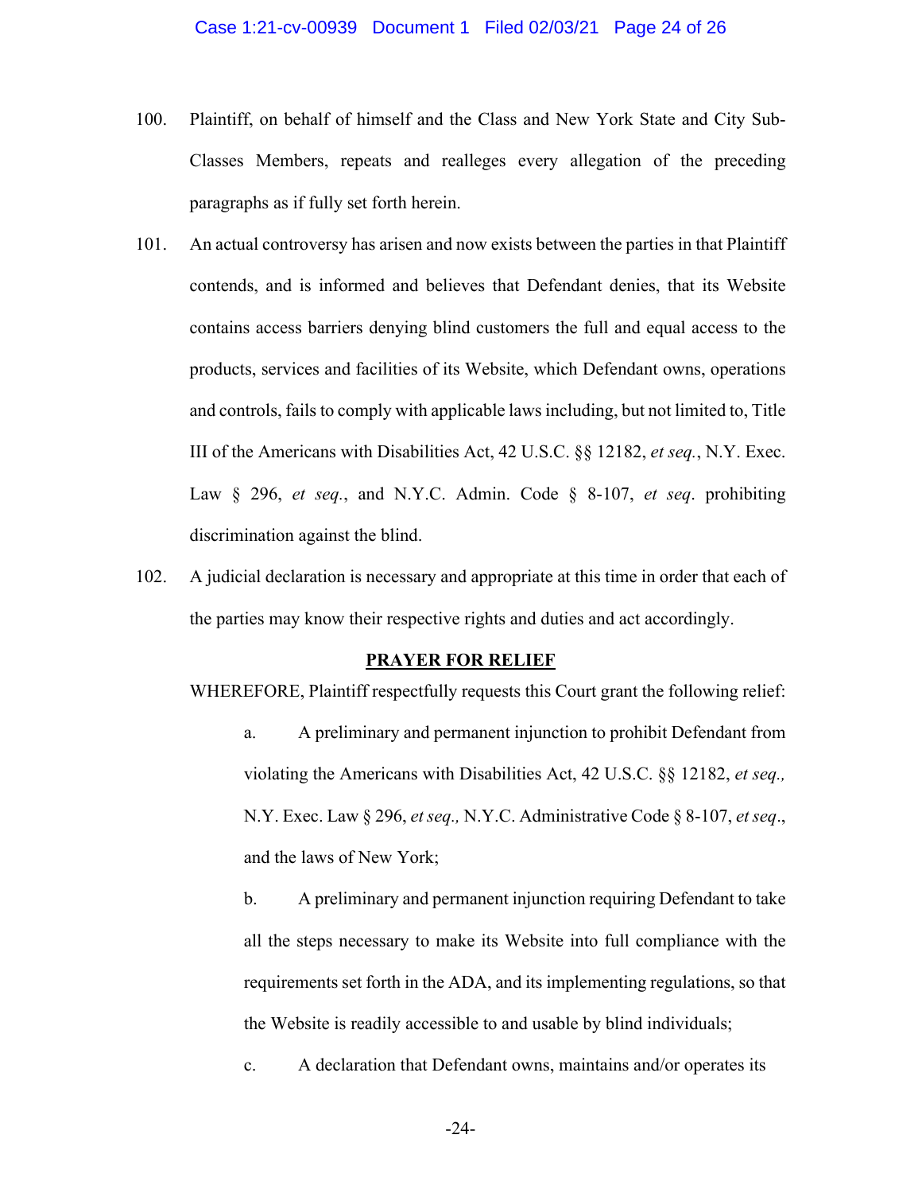100. Plaintiff, on behalf of himself and the Class and New York State and City Sub-Classes Members, repeats and realleges every allegation of the preceding paragraphs as if fully set forth herein.

101. An actual controversy has arisen and now exists between the parties in that Plaintiff contends, and is informed and believes that Defendant denies, that its Website contains access barriers denying blind customers the full and equal access to the products, services and facilities of its Website, which Defendant owns, operations and controls, fails to comply with applicable laws including, but not limited to, Title III of the Americans with Disabilities Act, 42 U.S.C. §§ 12182, *et seq.*, N.Y. Exec. Law § 296, *et seq.*, and N.Y.C. Admin. Code § 8-107, *et seq*. prohibiting discrimination against the blind.

102. A judicial declaration is necessary and appropriate at this time in order that each of the parties may know their respective rights and duties and act accordingly.

**PRAYER FOR RELIEF**

WHEREFORE, Plaintiff respectfully requests this Court grant the following relief:

a. A preliminary and permanent injunction to prohibit Defendant from violating the Americans with Disabilities Act, 42 U.S.C. §§ 12182, *et seq.,* N.Y. Exec. Law § 296, *et seq.,* N.Y.C. Administrative Code § 8-107, *et seq*., and the laws of New York;

b. A preliminary and permanent injunction requiring Defendant to take all the steps necessary to make its Website into full compliance with the requirements set forth in the ADA, and its implementing regulations, so that the Website is readily accessible to and usable by blind individuals;

c. A declaration that Defendant owns, maintains and/or operates its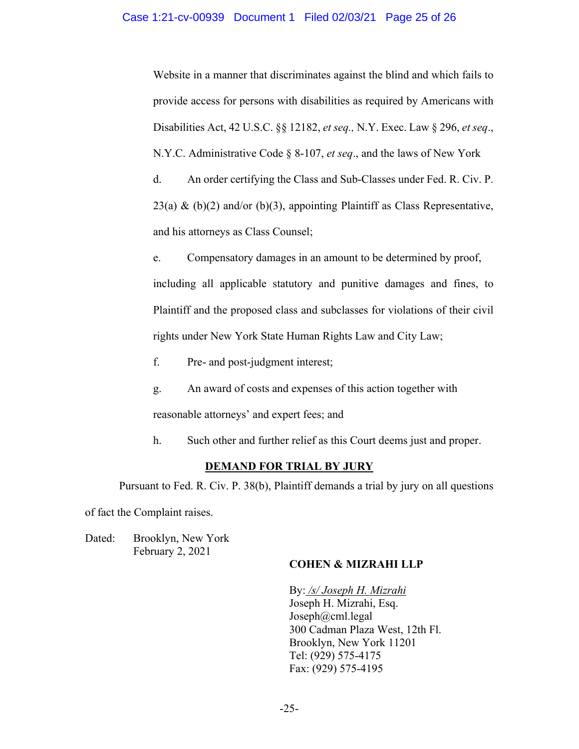Website in a manner that discriminates against the blind and which fails to provide access for persons with disabilities as required by Americans with Disabilities Act, 42 U.S.C. §§ 12182, *et seq.,* N.Y. Exec. Law § 296, *et seq*., N.Y.C. Administrative Code § 8-107, *et seq*., and the laws of New York

d. An order certifying the Class and Sub-Classes under Fed. R. Civ. P. 23(a) & (b)(2) and/or (b)(3), appointing Plaintiff as Class Representative, and his attorneys as Class Counsel;

e. Compensatory damages in an amount to be determined by proof, including all applicable statutory and punitive damages and fines, to Plaintiff and the proposed class and subclasses for violations of their civil rights under New York State Human Rights Law and City Law;

f. Pre- and post-judgment interest;

g. An award of costs and expenses of this action together with reasonable attorneys' and expert fees; and

h. Such other and further relief as this Court deems just and proper.

**<u>DEMAND FOR TRIAL BY JURY</u>**

Pursuant to Fed. R. Civ. P. 38(b), Plaintiff demands a trial by jury on all questions of fact the Complaint raises.

Dated: Brooklyn, New York
February 2, 2021

**COHEN & MIZRAHI LLP**

By: *<u>/s/ Joseph H. Mizrahi</u>*
Joseph H. Mizrahi, Esq.
Joseph@cml.legal
300 Cadman Plaza West, 12th Fl.
Brooklyn, New York 11201
Tel: (929) 575-4175
Fax: (929) 575-4195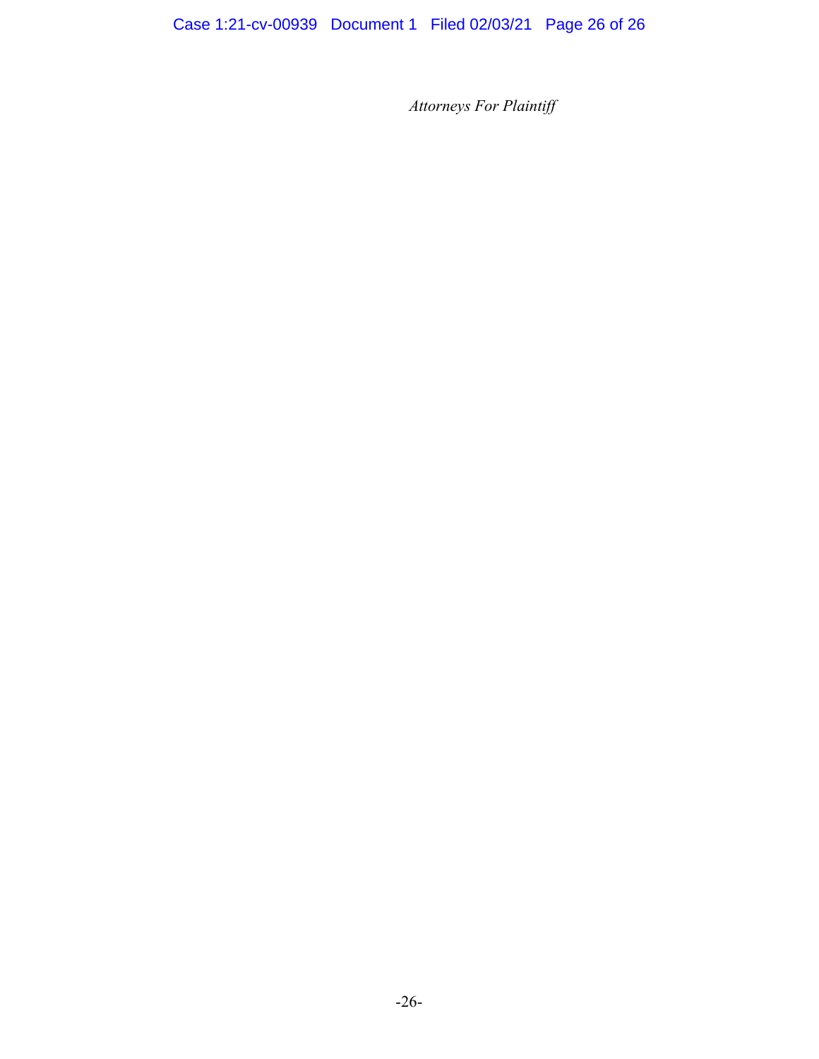*Attorneys For Plaintiff*